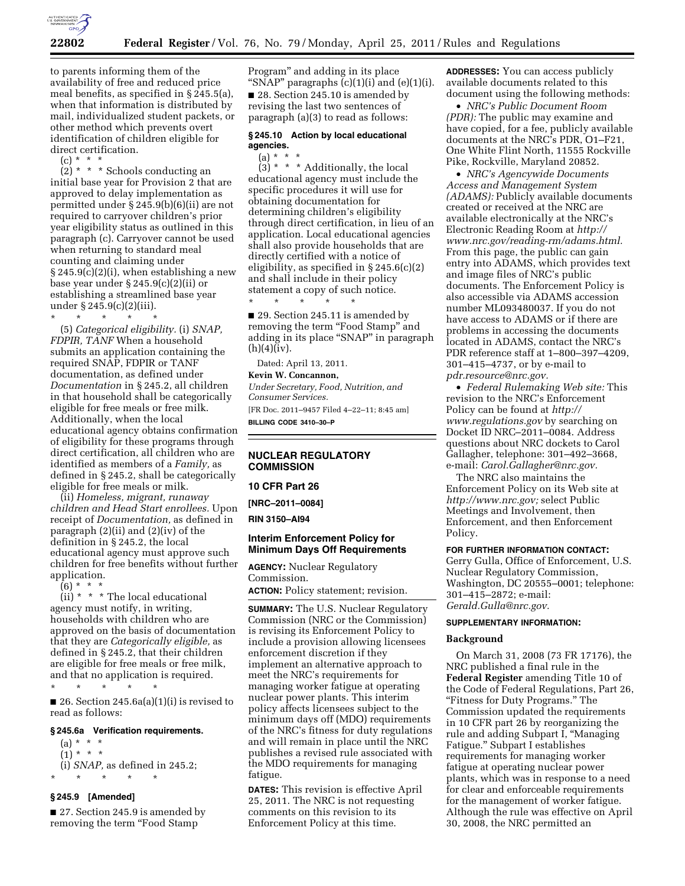to parents informing them of the availability of free and reduced price meal benefits, as specified in § 245.5(a), when that information is distributed by mail, individualized student packets, or other method which prevents overt identification of children eligible for direct certification.

(c) * * *

(2) * * * Schools conducting an initial base year for Provision 2 that are approved to delay implementation as permitted under § 245.9(b)(6)(ii) are not required to carryover children's prior year eligibility status as outlined in this paragraph (c). Carryover cannot be used when returning to standard meal counting and claiming under § 245.9(c)(2)(i), when establishing a new base year under § 245.9(c)(2)(ii) or establishing a streamlined base year under § 245.9(c)(2)(iii).

\* \* \* \* \*

(5) *Categorical eligibility.* (i) *SNAP, FDPIR, TANF* When a household submits an application containing the required SNAP, FDPIR or TANF documentation, as defined under *Documentation* in § 245.2, all children in that household shall be categorically eligible for free meals or free milk. Additionally, when the local educational agency obtains confirmation of eligibility for these programs through direct certification, all children who are identified as members of a *Family,* as defined in § 245.2, shall be categorically eligible for free meals or milk.

(ii) *Homeless, migrant, runaway children and Head Start enrollees.* Upon receipt of *Documentation,* as defined in paragraph (2)(ii) and (2)(iv) of the definition in § 245.2, the local educational agency must approve such children for free benefits without further application.

(6) * * *

(ii) * * * The local educational agency must notify, in writing, households with children who are approved on the basis of documentation that they are *Categorically eligible,* as defined in § 245.2, that their children are eligible for free meals or free milk, and that no application is required.

\* \* \* \* \*

■ 26. Section 245.6a(a)(1)(i) is revised to read as follows:

### § 245.6a Verification requirements.

(a) * * *

(1) * * *

(i) *SNAP,* as defined in 245.2;

\* \* \* \* \*

### § 245.9 [Amended]

■ 27. Section 245.9 is amended by removing the term "Food Stamp Program" and adding in its place "SNAP" paragraphs (c)(1)(i) and (e)(1)(i).

■ 28. Section 245.10 is amended by revising the last two sentences of paragraph (a)(3) to read as follows:

### § 245.10 Action by local educational agencies.

(a) * * *

(3) * * * Additionally, the local educational agency must include the specific procedures it will use for obtaining documentation for determining children's eligibility through direct certification, in lieu of an application. Local educational agencies shall also provide households that are directly certified with a notice of eligibility, as specified in § 245.6(c)(2) and shall include in their policy statement a copy of such notice.

\* \* \* \* \*

■ 29. Section 245.11 is amended by removing the term "Food Stamp" and adding in its place "SNAP" in paragraph (h)(4)(iv).

Dated: April 13, 2011.

**Kevin W. Concannon,**

*Under Secretary, Food, Nutrition, and Consumer Services.*

[FR Doc. 2011–9457 Filed 4–22–11; 8:45 am]

**BILLING CODE 3410–30–P**

## NUCLEAR REGULATORY COMMISSION

### 10 CFR Part 26

**[NRC–2011–0084]**

**RIN 3150–AI94**

## Interim Enforcement Policy for Minimum Days Off Requirements

**AGENCY:** Nuclear Regulatory Commission.

**ACTION:** Policy statement; revision.

**SUMMARY:** The U.S. Nuclear Regulatory Commission (NRC or the Commission) is revising its Enforcement Policy to include a provision allowing licensees enforcement discretion if they implement an alternative approach to meet the NRC's requirements for managing worker fatigue at operating nuclear power plants. This interim policy affects licensees subject to the minimum days off (MDO) requirements of the NRC's fitness for duty regulations and will remain in place until the NRC publishes a revised rule associated with the MDO requirements for managing fatigue.

**DATES:** This revision is effective April 25, 2011. The NRC is not requesting comments on this revision to its Enforcement Policy at this time.

**ADDRESSES:** You can access publicly available documents related to this document using the following methods:

- *NRC's Public Document Room (PDR):* The public may examine and have copied, for a fee, publicly available documents at the NRC's PDR, O1–F21, One White Flint North, 11555 Rockville Pike, Rockville, Maryland 20852.
- *NRC's Agencywide Documents Access and Management System (ADAMS):* Publicly available documents created or received at the NRC are available electronically at the NRC's Electronic Reading Room at *http://www.nrc.gov/reading-rm/adams.html.* From this page, the public can gain entry into ADAMS, which provides text and image files of NRC's public documents. The Enforcement Policy is also accessible via ADAMS accession number ML093480037. If you do not have access to ADAMS or if there are problems in accessing the documents located in ADAMS, contact the NRC's PDR reference staff at 1–800–397–4209, 301–415–4737, or by e-mail to *pdr.resource@nrc.gov.*
- *Federal Rulemaking Web site:* This revision to the NRC's Enforcement Policy can be found at *http://www.regulations.gov* by searching on Docket ID NRC–2011–0084. Address questions about NRC dockets to Carol Gallagher, telephone: 301–492–3668, e-mail: *Carol.Gallagher@nrc.gov.*

The NRC also maintains the Enforcement Policy on its Web site at *http://www.nrc.gov;* select Public Meetings and Involvement, then Enforcement, and then Enforcement Policy.

**FOR FURTHER INFORMATION CONTACT:** Gerry Gulla, Office of Enforcement, U.S. Nuclear Regulatory Commission, Washington, DC 20555–0001; telephone: 301–415–2872; e-mail: *Gerald.Gulla@nrc.gov.*

**SUPPLEMENTARY INFORMATION:**

### Background

On March 31, 2008 (73 FR 17176), the NRC published a final rule in the **Federal Register** amending Title 10 of the Code of Federal Regulations, Part 26, "Fitness for Duty Programs." The Commission updated the requirements in 10 CFR part 26 by reorganizing the rule and adding Subpart I, "Managing Fatigue." Subpart I establishes requirements for managing worker fatigue at operating nuclear power plants, which was in response to a need for clear and enforceable requirements for the management of worker fatigue. Although the rule was effective on April 30, 2008, the NRC permitted an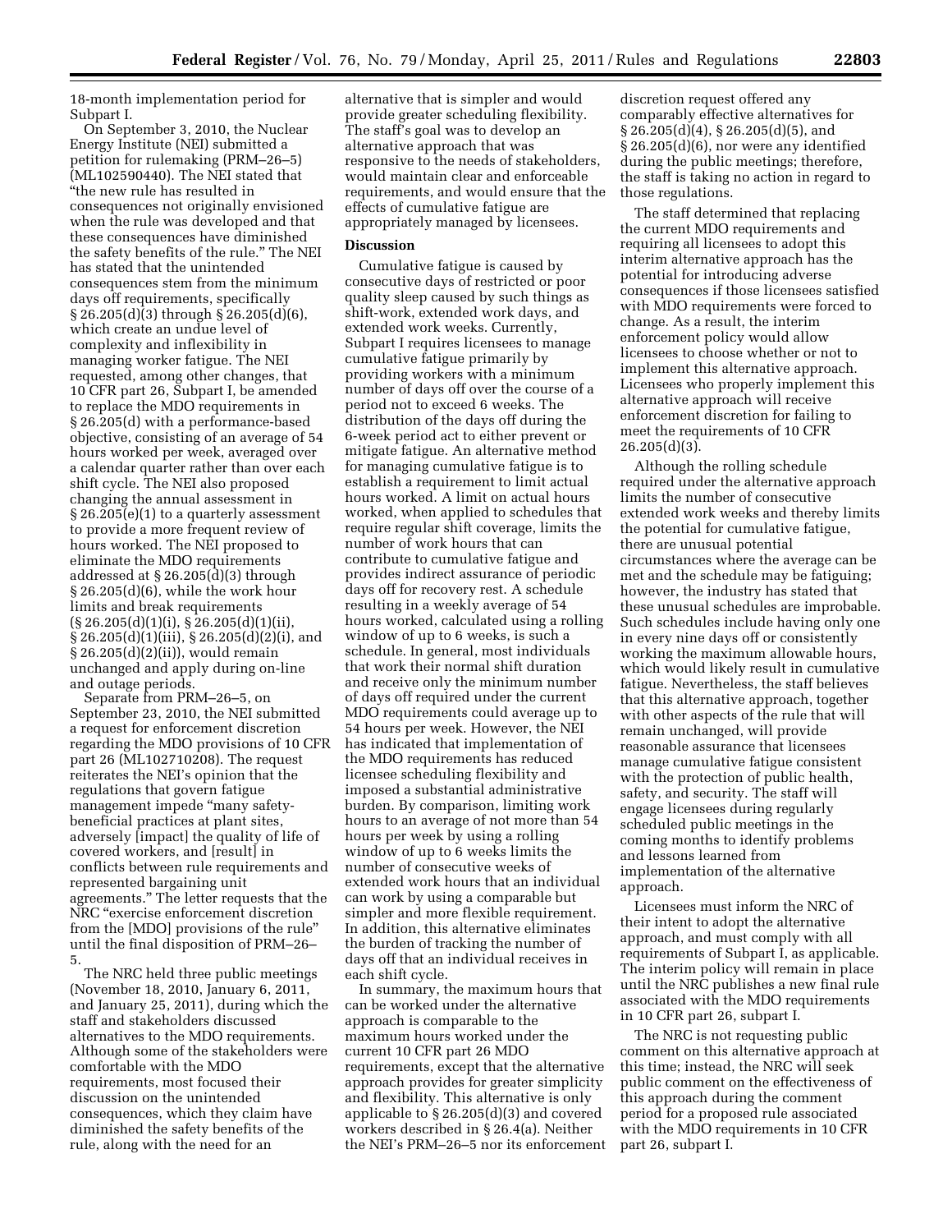18-month implementation period for Subpart I.

On September 3, 2010, the Nuclear Energy Institute (NEI) submitted a petition for rulemaking (PRM–26–5) (ML102590440). The NEI stated that "the new rule has resulted in consequences not originally envisioned when the rule was developed and that these consequences have diminished the safety benefits of the rule." The NEI has stated that the unintended consequences stem from the minimum days off requirements, specifically § 26.205(d)(3) through § 26.205(d)(6), which create an undue level of complexity and inflexibility in managing worker fatigue. The NEI requested, among other changes, that 10 CFR part 26, Subpart I, be amended to replace the MDO requirements in § 26.205(d) with a performance-based objective, consisting of an average of 54 hours worked per week, averaged over a calendar quarter rather than over each shift cycle. The NEI also proposed changing the annual assessment in § 26.205(e)(1) to a quarterly assessment to provide a more frequent review of hours worked. The NEI proposed to eliminate the MDO requirements addressed at § 26.205(d)(3) through § 26.205(d)(6), while the work hour limits and break requirements (§ 26.205(d)(1)(i), § 26.205(d)(1)(ii), § 26.205(d)(1)(iii), § 26.205(d)(2)(i), and § 26.205(d)(2)(ii)), would remain unchanged and apply during on-line and outage periods.

Separate from PRM–26–5, on September 23, 2010, the NEI submitted a request for enforcement discretion regarding the MDO provisions of 10 CFR part 26 (ML102710208). The request reiterates the NEI's opinion that the regulations that govern fatigue management impede "many safety-beneficial practices at plant sites, adversely [impact] the quality of life of covered workers, and [result] in conflicts between rule requirements and represented bargaining unit agreements." The letter requests that the NRC "exercise enforcement discretion from the [MDO] provisions of the rule" until the final disposition of PRM–26–5.

The NRC held three public meetings (November 18, 2010, January 6, 2011, and January 25, 2011), during which the staff and stakeholders discussed alternatives to the MDO requirements. Although some of the stakeholders were comfortable with the MDO requirements, most focused their discussion on the unintended consequences, which they claim have diminished the safety benefits of the rule, along with the need for an alternative that is simpler and would provide greater scheduling flexibility. The staff's goal was to develop an alternative approach that was responsive to the needs of stakeholders, would maintain clear and enforceable requirements, and would ensure that the effects of cumulative fatigue are appropriately managed by licensees.

**Discussion**

Cumulative fatigue is caused by consecutive days of restricted or poor quality sleep caused by such things as shift-work, extended work days, and extended work weeks. Currently, Subpart I requires licensees to manage cumulative fatigue primarily by providing workers with a minimum number of days off over the course of a period not to exceed 6 weeks. The distribution of the days off during the 6-week period act to either prevent or mitigate fatigue. An alternative method for managing cumulative fatigue is to establish a requirement to limit actual hours worked. A limit on actual hours worked, when applied to schedules that require regular shift coverage, limits the number of work hours that can contribute to cumulative fatigue and provides indirect assurance of periodic days off for recovery rest. A schedule resulting in a weekly average of 54 hours worked, calculated using a rolling window of up to 6 weeks, is such a schedule. In general, most individuals that work their normal shift duration and receive only the minimum number of days off required under the current MDO requirements could average up to 54 hours per week. However, the NEI has indicated that implementation of the MDO requirements has reduced licensee scheduling flexibility and imposed a substantial administrative burden. By comparison, limiting work hours to an average of not more than 54 hours per week by using a rolling window of up to 6 weeks limits the number of consecutive weeks of extended work hours that an individual can work by using a comparable but simpler and more flexible requirement. In addition, this alternative eliminates the burden of tracking the number of days off that an individual receives in each shift cycle.

In summary, the maximum hours that can be worked under the alternative approach is comparable to the maximum hours worked under the current 10 CFR part 26 MDO requirements, except that the alternative approach provides for greater simplicity and flexibility. This alternative is only applicable to § 26.205(d)(3) and covered workers described in § 26.4(a). Neither the NEI's PRM–26–5 nor its enforcement discretion request offered any comparably effective alternatives for § 26.205(d)(4), § 26.205(d)(5), and § 26.205(d)(6), nor were any identified during the public meetings; therefore, the staff is taking no action in regard to those regulations.

The staff determined that replacing the current MDO requirements and requiring all licensees to adopt this interim alternative approach has the potential for introducing adverse consequences if those licensees satisfied with MDO requirements were forced to change. As a result, the interim enforcement policy would allow licensees to choose whether or not to implement this alternative approach. Licensees who properly implement this alternative approach will receive enforcement discretion for failing to meet the requirements of 10 CFR 26.205(d)(3).

Although the rolling schedule required under the alternative approach limits the number of consecutive extended work weeks and thereby limits the potential for cumulative fatigue, there are unusual potential circumstances where the average can be met and the schedule may be fatiguing; however, the industry has stated that these unusual schedules are improbable. Such schedules include having only one in every nine days off or consistently working the maximum allowable hours, which would likely result in cumulative fatigue. Nevertheless, the staff believes that this alternative approach, together with other aspects of the rule that will remain unchanged, will provide reasonable assurance that licensees manage cumulative fatigue consistent with the protection of public health, safety, and security. The staff will engage licensees during regularly scheduled public meetings in the coming months to identify problems and lessons learned from implementation of the alternative approach.

Licensees must inform the NRC of their intent to adopt the alternative approach, and must comply with all requirements of Subpart I, as applicable. The interim policy will remain in place until the NRC publishes a new final rule associated with the MDO requirements in 10 CFR part 26, subpart I.

The NRC is not requesting public comment on this alternative approach at this time; instead, the NRC will seek public comment on the effectiveness of this approach during the comment period for a proposed rule associated with the MDO requirements in 10 CFR part 26, subpart I.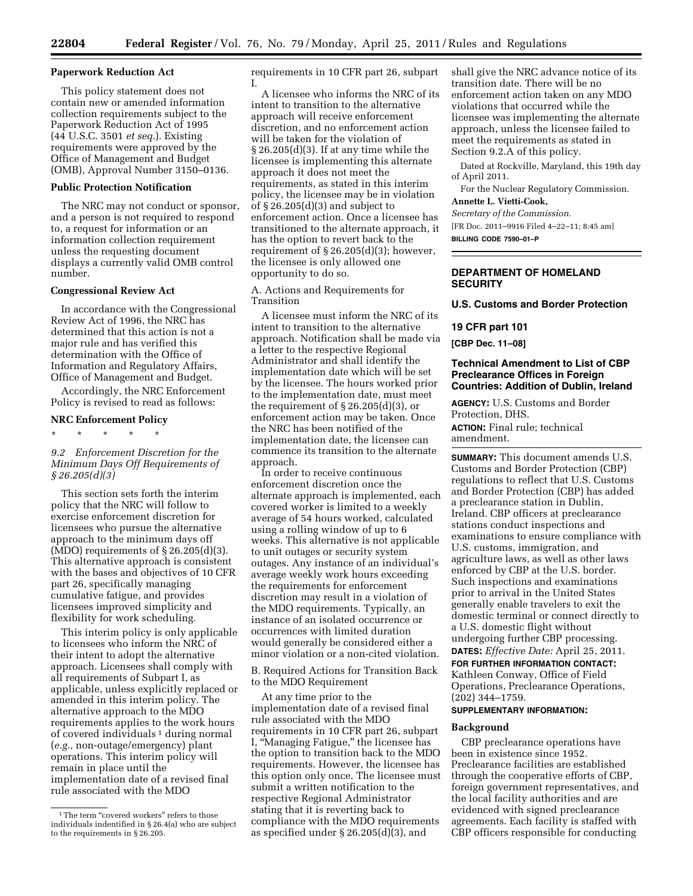## Paperwork Reduction Act

This policy statement does not contain new or amended information collection requirements subject to the Paperwork Reduction Act of 1995 (44 U.S.C. 3501 *et seq.*). Existing requirements were approved by the Office of Management and Budget (OMB), Approval Number 3150–0136.

## Public Protection Notification

The NRC may not conduct or sponsor, and a person is not required to respond to, a request for information or an information collection requirement unless the requesting document displays a currently valid OMB control number.

## Congressional Review Act

In accordance with the Congressional Review Act of 1996, the NRC has determined that this action is not a major rule and has verified this determination with the Office of Information and Regulatory Affairs, Office of Management and Budget.

Accordingly, the NRC Enforcement Policy is revised to read as follows:

## NRC Enforcement Policy

\* \* \* \* \*

*9.2 Enforcement Discretion for the Minimum Days Off Requirements of § 26.205(d)(3)*

This section sets forth the interim policy that the NRC will follow to exercise enforcement discretion for licensees who pursue the alternative approach to the minimum days off (MDO) requirements of § 26.205(d)(3). This alternative approach is consistent with the bases and objectives of 10 CFR part 26, specifically managing cumulative fatigue, and provides licensees improved simplicity and flexibility for work scheduling.

This interim policy is only applicable to licensees who inform the NRC of their intent to adopt the alternative approach. Licensees shall comply with all requirements of Subpart I, as applicable, unless explicitly replaced or amended in this interim policy. The alternative approach to the MDO requirements applies to the work hours of covered individuals [1] during normal (*e.g.,* non-outage/emergency) plant operations. This interim policy will remain in place until the implementation date of a revised final rule associated with the MDO requirements in 10 CFR part 26, subpart I.

A licensee who informs the NRC of its intent to transition to the alternative approach will receive enforcement discretion, and no enforcement action will be taken for the violation of § 26.205(d)(3). If at any time while the licensee is implementing this alternate approach it does not meet the requirements, as stated in this interim policy, the licensee may be in violation of § 26.205(d)(3) and subject to enforcement action. Once a licensee has transitioned to the alternate approach, it has the option to revert back to the requirement of § 26.205(d)(3); however, the licensee is only allowed one opportunity to do so.

A. Actions and Requirements for Transition

A licensee must inform the NRC of its intent to transition to the alternative approach. Notification shall be made via a letter to the respective Regional Administrator and shall identify the implementation date which will be set by the licensee. The hours worked prior to the implementation date, must meet the requirement of § 26.205(d)(3), or enforcement action may be taken. Once the NRC has been notified of the implementation date, the licensee can commence its transition to the alternate approach.

In order to receive continuous enforcement discretion once the alternate approach is implemented, each covered worker is limited to a weekly average of 54 hours worked, calculated using a rolling window of up to 6 weeks. This alternative is not applicable to unit outages or security system outages. Any instance of an individual's average weekly work hours exceeding the requirements for enforcement discretion may result in a violation of the MDO requirements. Typically, an instance of an isolated occurrence or occurrences with limited duration would generally be considered either a minor violation or a non-cited violation.

B. Required Actions for Transition Back to the MDO Requirement

At any time prior to the implementation date of a revised final rule associated with the MDO requirements in 10 CFR part 26, subpart I, "Managing Fatigue," the licensee has the option to transition back to the MDO requirements. However, the licensee has this option only once. The licensee must submit a written notification to the respective Regional Administrator stating that it is reverting back to compliance with the MDO requirements as specified under § 26.205(d)(3), and shall give the NRC advance notice of its transition date. There will be no enforcement action taken on any MDO violations that occurred while the licensee was implementing the alternate approach, unless the licensee failed to meet the requirements as stated in Section 9.2.A of this policy.

Dated at Rockville, Maryland, this 19th day of April 2011.

For the Nuclear Regulatory Commission.

**Annette L. Vietti-Cook,**

*Secretary of the Commission.*

[FR Doc. 2011–9916 Filed 4–22–11; 8:45 am]

**BILLING CODE 7590–01–P**

[1] The term "covered workers" refers to those individuals indentified in § 26.4(a) who are subject to the requirements in § 26.205.

---

## DEPARTMENT OF HOMELAND SECURITY

### U.S. Customs and Border Protection

### 19 CFR part 101

**[CBP Dec. 11–08]**

### Technical Amendment to List of CBP Preclearance Offices in Foreign Countries: Addition of Dublin, Ireland

**AGENCY:** U.S. Customs and Border Protection, DHS.

**ACTION:** Final rule; technical amendment.

**SUMMARY:** This document amends U.S. Customs and Border Protection (CBP) regulations to reflect that U.S. Customs and Border Protection (CBP) has added a preclearance station in Dublin, Ireland. CBP officers at preclearance stations conduct inspections and examinations to ensure compliance with U.S. customs, immigration, and agriculture laws, as well as other laws enforced by CBP at the U.S. border. Such inspections and examinations prior to arrival in the United States generally enable travelers to exit the domestic terminal or connect directly to a U.S. domestic flight without undergoing further CBP processing.

**DATES:** *Effective Date:* April 25, 2011.

**FOR FURTHER INFORMATION CONTACT:** Kathleen Conway, Office of Field Operations, Preclearance Operations, (202) 344–1759.

**SUPPLEMENTARY INFORMATION:**

## Background

CBP preclearance operations have been in existence since 1952. Preclearance facilities are established through the cooperative efforts of CBP, foreign government representatives, and the local facility authorities and are evidenced with signed preclearance agreements. Each facility is staffed with CBP officers responsible for conducting